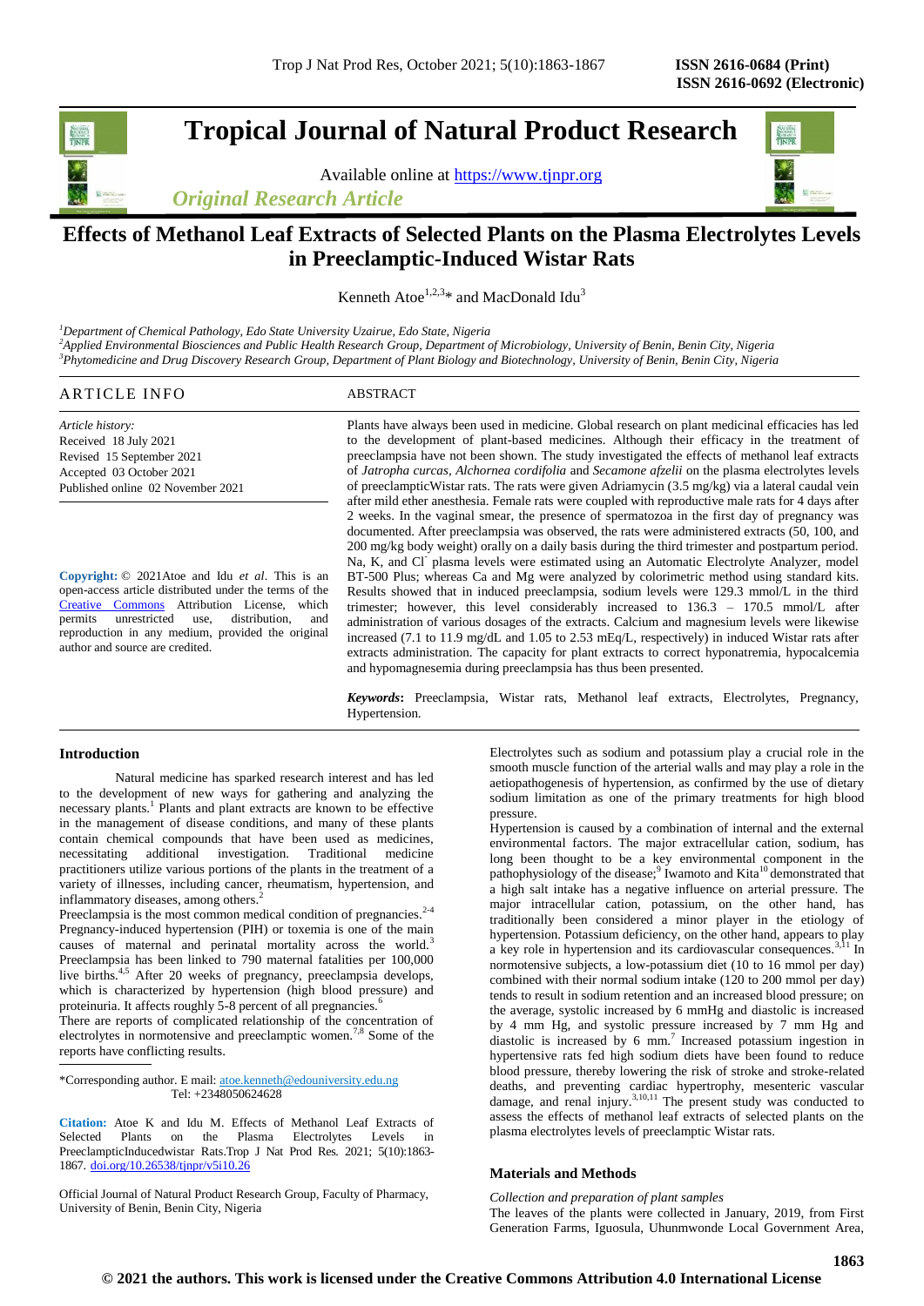# Tropical Journal of Natural Product Research

Available online at https://www.tjnpr.org

*Original Research Article*

# Effects of Methanol Leaf Extracts of Selected Plants on the Plasma Electrolytes Levels in Preeclamptic-Induced Wistar Rats

Kenneth Atoe[1,2,3]* and MacDonald Idu[3]

[1]*Department of Chemical Pathology, Edo State University Uzairue, Edo State, Nigeria*
[2]*Applied Environmental Biosciences and Public Health Research Group, Department of Microbiology, University of Benin, Benin City, Nigeria*
[3]*Phytomedicine and Drug Discovery Research Group, Department of Plant Biology and Biotechnology, University of Benin, Benin City, Nigeria*

## ARTICLE INFO

*Article history:*
Received 18 July 2021
Revised 15 September 2021
Accepted 03 October 2021
Published online 02 November 2021

**Copyright:** © 2021Atoe and Idu *et al*. This is an open-access article distributed under the terms of the Creative Commons Attribution License, which permits unrestricted use, distribution, and reproduction in any medium, provided the original author and source are credited.

## ABSTRACT

Plants have always been used in medicine. Global research on plant medicinal efficacies has led to the development of plant-based medicines. Although their efficacy in the treatment of preeclampsia have not been shown. The study investigated the effects of methanol leaf extracts of *Jatropha curcas*, *Alchornea cordifolia* and *Secamone afzelii* on the plasma electrolytes levels of preeclampticWistar rats. The rats were given Adriamycin (3.5 mg/kg) via a lateral caudal vein after mild ether anesthesia. Female rats were coupled with reproductive male rats for 4 days after 2 weeks. In the vaginal smear, the presence of spermatozoa in the first day of pregnancy was documented. After preeclampsia was observed, the rats were administered extracts (50, 100, and 200 mg/kg body weight) orally on a daily basis during the third trimester and postpartum period. Na, K, and $Cl^-$ plasma levels were estimated using an Automatic Electrolyte Analyzer, model BT-500 Plus; whereas Ca and Mg were analyzed by colorimetric method using standard kits. Results showed that in induced preeclampsia, sodium levels were 129.3 mmol/L in the third trimester; however, this level considerably increased to 136.3 – 170.5 mmol/L after administration of various dosages of the extracts. Calcium and magnesium levels were likewise increased (7.1 to 11.9 mg/dL and 1.05 to 2.53 mEq/L, respectively) in induced Wistar rats after extracts administration. The capacity for plant extracts to correct hyponatremia, hypocalcemia and hypomagnesemia during preeclampsia has thus been presented.

***Keywords*:** Preeclampsia, Wistar rats, Methanol leaf extracts, Electrolytes, Pregnancy, Hypertension.

## Introduction

Natural medicine has sparked research interest and has led to the development of new ways for gathering and analyzing the necessary plants.[1] Plants and plant extracts are known to be effective in the management of disease conditions, and many of these plants contain chemical compounds that have been used as medicines, necessitating additional investigation. Traditional medicine practitioners utilize various portions of the plants in the treatment of a variety of illnesses, including cancer, rheumatism, hypertension, and inflammatory diseases, among others.[2]

Preeclampsia is the most common medical condition of pregnancies.[2-4] Pregnancy-induced hypertension (PIH) or toxemia is one of the main causes of maternal and perinatal mortality across the world.[3] Preeclampsia has been linked to 790 maternal fatalities per 100,000 live births.[4,5] After 20 weeks of pregnancy, preeclampsia develops, which is characterized by hypertension (high blood pressure) and proteinuria. It affects roughly 5-8 percent of all pregnancies.[6]

There are reports of complicated relationship of the concentration of electrolytes in normotensive and preeclamptic women.[7,8] Some of the reports have conflicting results.

Electrolytes such as sodium and potassium play a crucial role in the smooth muscle function of the arterial walls and may play a role in the aetiopathogenesis of hypertension, as confirmed by the use of dietary sodium limitation as one of the primary treatments for high blood pressure.

Hypertension is caused by a combination of internal and the external environmental factors. The major extracellular cation, sodium, has long been thought to be a key environmental component in the pathophysiology of the disease;[9] Iwamoto and Kita[10] demonstrated that a high salt intake has a negative influence on arterial pressure. The major intracellular cation, potassium, on the other hand, has traditionally been considered a minor player in the etiology of hypertension. Potassium deficiency, on the other hand, appears to play a key role in hypertension and its cardiovascular consequences.[3,11] In normotensive subjects, a low-potassium diet (10 to 16 mmol per day) combined with their normal sodium intake (120 to 200 mmol per day) tends to result in sodium retention and an increased blood pressure; on the average, systolic increased by 6 mmHg and diastolic is increased by 4 mm Hg, and systolic pressure increased by 7 mm Hg and diastolic is increased by 6 mm.[7] Increased potassium ingestion in hypertensive rats fed high sodium diets have been found to reduce blood pressure, thereby lowering the risk of stroke and stroke-related deaths, and preventing cardiac hypertrophy, mesenteric vascular damage, and renal injury.[3,10,11] The present study was conducted to assess the effects of methanol leaf extracts of selected plants on the plasma electrolytes levels of preeclamptic Wistar rats.

## Materials and Methods

*Collection and preparation of plant samples*

The leaves of the plants were collected in January, 2019, from First Generation Farms, Iguosula, Uhunmwonde Local Government Area,

*Corresponding author. E mail: atoe.kenneth@edouniversity.edu.ng
Tel: +2348050624628

**Citation:** Atoe K and Idu M. Effects of Methanol Leaf Extracts of Selected Plants on the Plasma Electrolytes Levels in PreeclampticInducedwistar Rats.Trop J Nat Prod Res. 2021; 5(10):1863-1867. doi.org/10.26538/tjnpr/v5i10.26

Official Journal of Natural Product Research Group, Faculty of Pharmacy, University of Benin, Benin City, Nigeria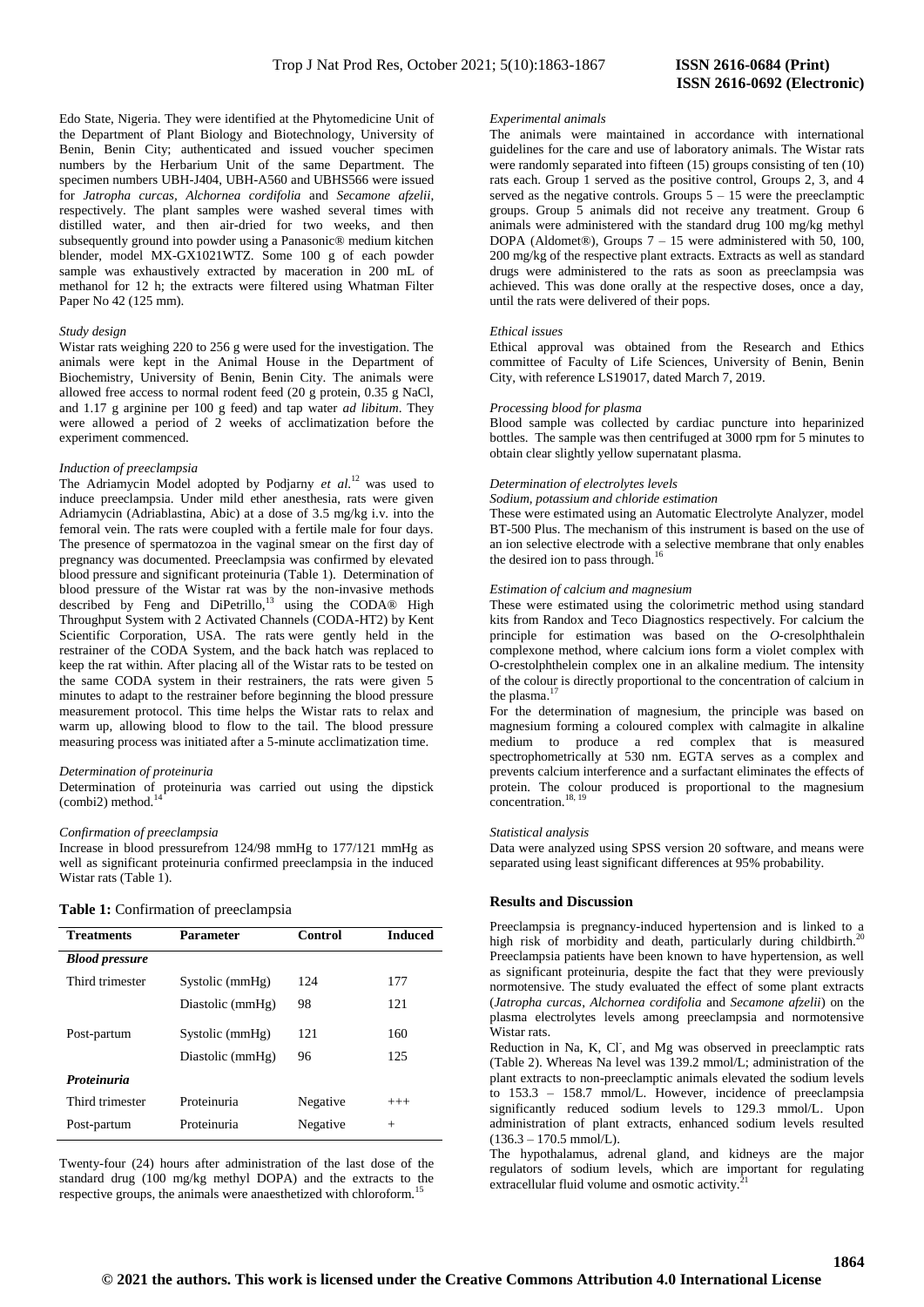Edo State, Nigeria. They were identified at the Phytomedicine Unit of the Department of Plant Biology and Biotechnology, University of Benin, Benin City; authenticated and issued voucher specimen numbers by the Herbarium Unit of the same Department. The specimen numbers UBH-J404, UBH-A560 and UBHS566 were issued for *Jatropha curcas, Alchornea cordifolia* and *Secamone afzelii*, respectively. The plant samples were washed several times with distilled water, and then air-dried for two weeks, and then subsequently ground into powder using a Panasonic® medium kitchen blender, model MX-GX1021WTZ. Some 100 g of each powder sample was exhaustively extracted by maceration in 200 mL of methanol for 12 h; the extracts were filtered using Whatman Filter Paper No 42 (125 mm).

*Study design*

Wistar rats weighing 220 to 256 g were used for the investigation. The animals were kept in the Animal House in the Department of Biochemistry, University of Benin, Benin City. The animals were allowed free access to normal rodent feed (20 g protein, 0.35 g NaCl, and 1.17 g arginine per 100 g feed) and tap water *ad libitum*. They were allowed a period of 2 weeks of acclimatization before the experiment commenced.

*Induction of preeclampsia*

The Adriamycin Model adopted by Podjarny *et al.*[12] was used to induce preeclampsia. Under mild ether anesthesia, rats were given Adriamycin (Adriablastina, Abic) at a dose of 3.5 mg/kg i.v. into the femoral vein. The rats were coupled with a fertile male for four days. The presence of spermatozoa in the vaginal smear on the first day of pregnancy was documented. Preeclampsia was confirmed by elevated blood pressure and significant proteinuria (Table 1). Determination of blood pressure of the Wistar rat was by the non-invasive methods described by Feng and DiPetrillo,[13] using the CODA® High Throughput System with 2 Activated Channels (CODA-HT2) by Kent Scientific Corporation, USA. The rats were gently held in the restrainer of the CODA System, and the back hatch was replaced to keep the rat within. After placing all of the Wistar rats to be tested on the same CODA system in their restrainers, the rats were given 5 minutes to adapt to the restrainer before beginning the blood pressure measurement protocol. This time helps the Wistar rats to relax and warm up, allowing blood to flow to the tail. The blood pressure measuring process was initiated after a 5-minute acclimatization time.

*Determination of proteinuria*

Determination of proteinuria was carried out using the dipstick (combi2) method.[14]

*Confirmation of preeclampsia*

Increase in blood pressurefrom 124/98 mmHg to 177/121 mmHg as well as significant proteinuria confirmed preeclampsia in the induced Wistar rats (Table 1).

**Table 1:** Confirmation of preeclampsia

| Treatments | Parameter | Control | Induced |
|---|---|---|---|
| ***Blood pressure*** | | | |
| Third trimester | Systolic (mmHg) | 124 | 177 |
| | Diastolic (mmHg) | 98 | 121 |
| Post-partum | Systolic (mmHg) | 121 | 160 |
| | Diastolic (mmHg) | 96 | 125 |
| ***Proteinuria*** | | | |
| Third trimester | Proteinuria | Negative | +++ |
| Post-partum | Proteinuria | Negative | + |

Twenty-four (24) hours after administration of the last dose of the standard drug (100 mg/kg methyl DOPA) and the extracts to the respective groups, the animals were anaesthetized with chloroform.[15]

*Experimental animals*

The animals were maintained in accordance with international guidelines for the care and use of laboratory animals. The Wistar rats were randomly separated into fifteen (15) groups consisting of ten (10) rats each. Group 1 served as the positive control, Groups 2, 3, and 4 served as the negative controls. Groups 5 – 15 were the preeclamptic groups. Group 5 animals did not receive any treatment. Group 6 animals were administered with the standard drug 100 mg/kg methyl DOPA (Aldomet®), Groups 7 – 15 were administered with 50, 100, 200 mg/kg of the respective plant extracts. Extracts as well as standard drugs were administered to the rats as soon as preeclampsia was achieved. This was done orally at the respective doses, once a day, until the rats were delivered of their pops.

*Ethical issues*

Ethical approval was obtained from the Research and Ethics committee of Faculty of Life Sciences, University of Benin, Benin City, with reference LS19017, dated March 7, 2019.

*Processing blood for plasma*

Blood sample was collected by cardiac puncture into heparinized bottles. The sample was then centrifuged at 3000 rpm for 5 minutes to obtain clear slightly yellow supernatant plasma.

*Determination of electrolytes levels*

*Sodium, potassium and chloride estimation*

These were estimated using an Automatic Electrolyte Analyzer, model BT-500 Plus. The mechanism of this instrument is based on the use of an ion selective electrode with a selective membrane that only enables the desired ion to pass through.[16]

*Estimation of calcium and magnesium*

These were estimated using the colorimetric method using standard kits from Randox and Teco Diagnostics respectively. For calcium the principle for estimation was based on the *O*-cresolphthalein complexone method, where calcium ions form a violet complex with O-crestolphthelein complex one in an alkaline medium. The intensity of the colour is directly proportional to the concentration of calcium in the plasma.[17]

For the determination of magnesium, the principle was based on magnesium forming a coloured complex with calmagite in alkaline medium to produce a red complex that is measured spectrophotometrically at 530 nm. EGTA serves as a complex and prevents calcium interference and a surfactant eliminates the effects of protein. The colour produced is proportional to the magnesium concentration.[18, 19]

*Statistical analysis*

Data were analyzed using SPSS version 20 software, and means were separated using least significant differences at 95% probability.

### Results and Discussion

Preeclampsia is pregnancy-induced hypertension and is linked to a high risk of morbidity and death, particularly during childbirth.[20] Preeclampsia patients have been known to have hypertension, as well as significant proteinuria, despite the fact that they were previously normotensive. The study evaluated the effect of some plant extracts (*Jatropha curcas*, *Alchornea cordifolia* and *Secamone afzelii*) on the plasma electrolytes levels among preeclampsia and normotensive Wistar rats.

Reduction in Na, K, $Cl^-$, and Mg was observed in preeclamptic rats (Table 2). Whereas Na level was 139.2 mmol/L; administration of the plant extracts to non-preeclamptic animals elevated the sodium levels to 153.3 – 158.7 mmol/L. However, incidence of preeclampsia significantly reduced sodium levels to 129.3 mmol/L. Upon administration of plant extracts, enhanced sodium levels resulted (136.3 – 170.5 mmol/L).

The hypothalamus, adrenal gland, and kidneys are the major regulators of sodium levels, which are important for regulating extracellular fluid volume and osmotic activity.[21]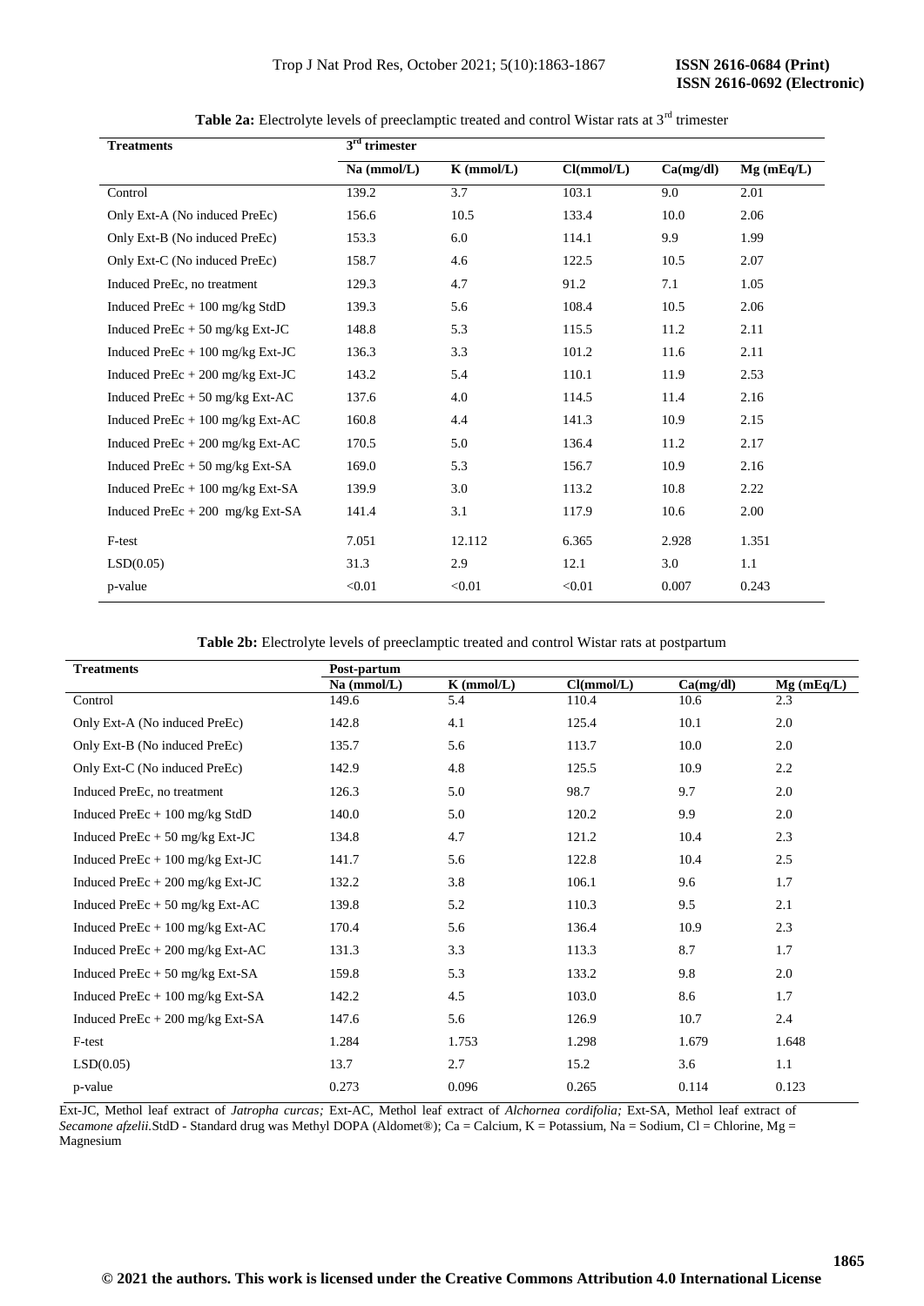**Table 2a:** Electrolyte levels of preeclamptic treated and control Wistar rats at 3rd trimester

| Treatments | 3rd trimester | | | | |
|---|---|---|---|---|---|
| | Na (mmol/L) | K (mmol/L) | Cl(mmol/L) | Ca(mg/dl) | Mg (mEq/L) |
| Control | 139.2 | 3.7 | 103.1 | 9.0 | 2.01 |
| Only Ext-A (No induced PreEc) | 156.6 | 10.5 | 133.4 | 10.0 | 2.06 |
| Only Ext-B (No induced PreEc) | 153.3 | 6.0 | 114.1 | 9.9 | 1.99 |
| Only Ext-C (No induced PreEc) | 158.7 | 4.6 | 122.5 | 10.5 | 2.07 |
| Induced PreEc, no treatment | 129.3 | 4.7 | 91.2 | 7.1 | 1.05 |
| Induced PreEc + 100 mg/kg StdD | 139.3 | 5.6 | 108.4 | 10.5 | 2.06 |
| Induced PreEc + 50 mg/kg Ext-JC | 148.8 | 5.3 | 115.5 | 11.2 | 2.11 |
| Induced PreEc + 100 mg/kg Ext-JC | 136.3 | 3.3 | 101.2 | 11.6 | 2.11 |
| Induced PreEc + 200 mg/kg Ext-JC | 143.2 | 5.4 | 110.1 | 11.9 | 2.53 |
| Induced PreEc + 50 mg/kg Ext-AC | 137.6 | 4.0 | 114.5 | 11.4 | 2.16 |
| Induced PreEc + 100 mg/kg Ext-AC | 160.8 | 4.4 | 141.3 | 10.9 | 2.15 |
| Induced PreEc + 200 mg/kg Ext-AC | 170.5 | 5.0 | 136.4 | 11.2 | 2.17 |
| Induced PreEc + 50 mg/kg Ext-SA | 169.0 | 5.3 | 156.7 | 10.9 | 2.16 |
| Induced PreEc + 100 mg/kg Ext-SA | 139.9 | 3.0 | 113.2 | 10.8 | 2.22 |
| Induced PreEc + 200 mg/kg Ext-SA | 141.4 | 3.1 | 117.9 | 10.6 | 2.00 |
| F-test | 7.051 | 12.112 | 6.365 | 2.928 | 1.351 |
| LSD(0.05) | 31.3 | 2.9 | 12.1 | 3.0 | 1.1 |
| p-value | <0.01 | <0.01 | <0.01 | 0.007 | 0.243 |

**Table 2b:** Electrolyte levels of preeclamptic treated and control Wistar rats at postpartum

| Treatments | Post-partum | | | | |
|---|---|---|---|---|---|
| | Na (mmol/L) | K (mmol/L) | Cl(mmol/L) | Ca(mg/dl) | Mg (mEq/L) |
| Control | 149.6 | 5.4 | 110.4 | 10.6 | 2.3 |
| Only Ext-A (No induced PreEc) | 142.8 | 4.1 | 125.4 | 10.1 | 2.0 |
| Only Ext-B (No induced PreEc) | 135.7 | 5.6 | 113.7 | 10.0 | 2.0 |
| Only Ext-C (No induced PreEc) | 142.9 | 4.8 | 125.5 | 10.9 | 2.2 |
| Induced PreEc, no treatment | 126.3 | 5.0 | 98.7 | 9.7 | 2.0 |
| Induced PreEc + 100 mg/kg StdD | 140.0 | 5.0 | 120.2 | 9.9 | 2.0 |
| Induced PreEc + 50 mg/kg Ext-JC | 134.8 | 4.7 | 121.2 | 10.4 | 2.3 |
| Induced PreEc + 100 mg/kg Ext-JC | 141.7 | 5.6 | 122.8 | 10.4 | 2.5 |
| Induced PreEc + 200 mg/kg Ext-JC | 132.2 | 3.8 | 106.1 | 9.6 | 1.7 |
| Induced PreEc + 50 mg/kg Ext-AC | 139.8 | 5.2 | 110.3 | 9.5 | 2.1 |
| Induced PreEc + 100 mg/kg Ext-AC | 170.4 | 5.6 | 136.4 | 10.9 | 2.3 |
| Induced PreEc + 200 mg/kg Ext-AC | 131.3 | 3.3 | 113.3 | 8.7 | 1.7 |
| Induced PreEc + 50 mg/kg Ext-SA | 159.8 | 5.3 | 133.2 | 9.8 | 2.0 |
| Induced PreEc + 100 mg/kg Ext-SA | 142.2 | 4.5 | 103.0 | 8.6 | 1.7 |
| Induced PreEc + 200 mg/kg Ext-SA | 147.6 | 5.6 | 126.9 | 10.7 | 2.4 |
| F-test | 1.284 | 1.753 | 1.298 | 1.679 | 1.648 |
| LSD(0.05) | 13.7 | 2.7 | 15.2 | 3.6 | 1.1 |
| p-value | 0.273 | 0.096 | 0.265 | 0.114 | 0.123 |

Ext-JC, Methol leaf extract of *Jatropha curcas;* Ext-AC, Methol leaf extract of *Alchornea cordifolia;* Ext-SA, Methol leaf extract of *Secamone afzelii*.StdD - Standard drug was Methyl DOPA (Aldomet®); Ca = Calcium, K = Potassium, Na = Sodium, Cl = Chlorine, Mg = Magnesium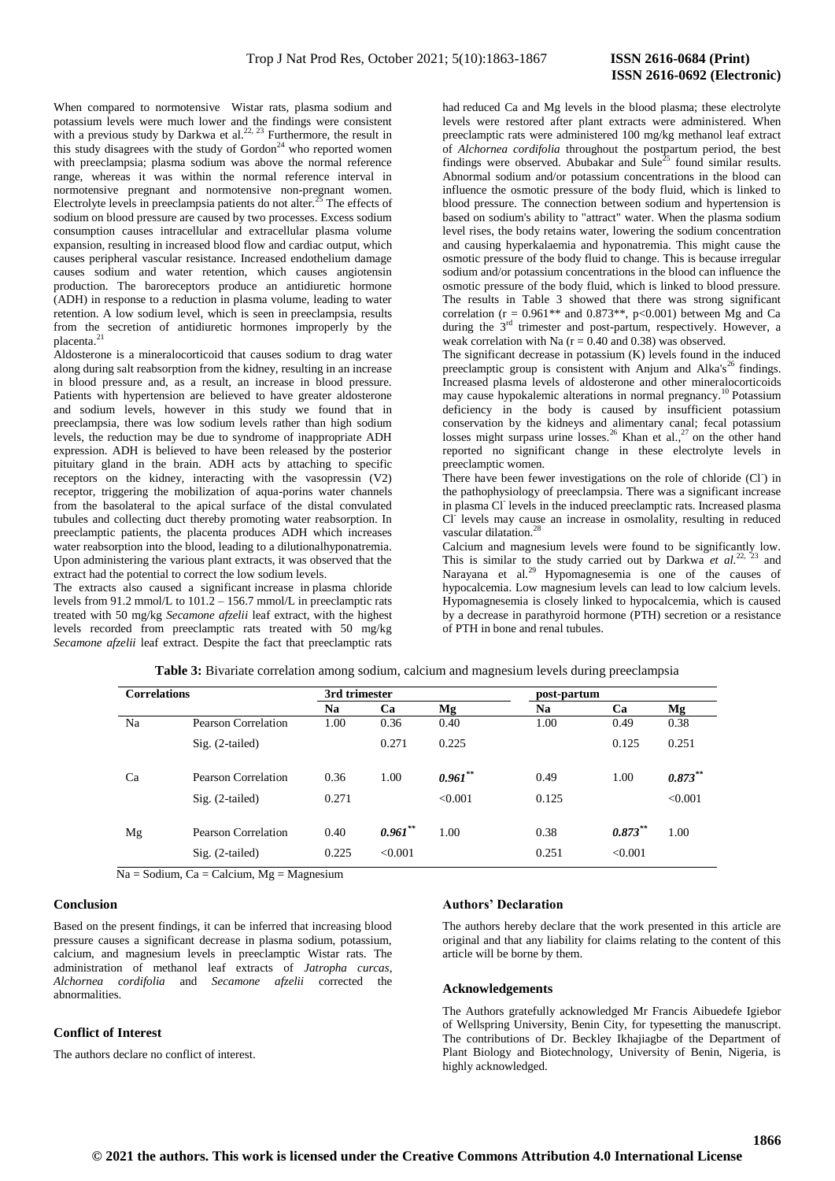When compared to normotensive Wistar rats, plasma sodium and potassium levels were much lower and the findings were consistent with a previous study by Darkwa et al.[22, 23] Furthermore, the result in this study disagrees with the study of Gordon[24] who reported women with preeclampsia; plasma sodium was above the normal reference range, whereas it was within the normal reference interval in normotensive pregnant and normotensive non-pregnant women. Electrolyte levels in preeclampsia patients do not alter.[25] The effects of sodium on blood pressure are caused by two processes. Excess sodium consumption causes intracellular and extracellular plasma volume expansion, resulting in increased blood flow and cardiac output, which causes peripheral vascular resistance. Increased endothelium damage causes sodium and water retention, which causes angiotensin production. The baroreceptors produce an antidiuretic hormone (ADH) in response to a reduction in plasma volume, leading to water retention. A low sodium level, which is seen in preeclampsia, results from the secretion of antidiuretic hormones improperly by the placenta.[21]

Aldosterone is a mineralocorticoid that causes sodium to drag water along during salt reabsorption from the kidney, resulting in an increase in blood pressure and, as a result, an increase in blood pressure. Patients with hypertension are believed to have greater aldosterone and sodium levels, however in this study we found that in preeclampsia, there was low sodium levels rather than high sodium levels, the reduction may be due to syndrome of inappropriate ADH expression. ADH is believed to have been released by the posterior pituitary gland in the brain. ADH acts by attaching to specific receptors on the kidney, interacting with the vasopressin (V2) receptor, triggering the mobilization of aqua-porins water channels from the basolateral to the apical surface of the distal convulated tubules and collecting duct thereby promoting water reabsorption. In preeclamptic patients, the placenta produces ADH which increases water reabsorption into the blood, leading to a dilutionalhyponatremia. Upon administering the various plant extracts, it was observed that the extract had the potential to correct the low sodium levels.

The extracts also caused a significant increase in plasma chloride levels from 91.2 mmol/L to 101.2 – 156.7 mmol/L in preeclamptic rats treated with 50 mg/kg *Secamone afzelii* leaf extract, with the highest levels recorded from preeclamptic rats treated with 50 mg/kg *Secamone afzelii* leaf extract. Despite the fact that preeclamptic rats had reduced Ca and Mg levels in the blood plasma; these electrolyte levels were restored after plant extracts were administered. When preeclamptic rats were administered 100 mg/kg methanol leaf extract of *Alchornea cordifolia* throughout the postpartum period, the best findings were observed. Abubakar and Sule[25] found similar results. Abnormal sodium and/or potassium concentrations in the blood can influence the osmotic pressure of the body fluid, which is linked to blood pressure. The connection between sodium and hypertension is based on sodium's ability to "attract" water. When the plasma sodium level rises, the body retains water, lowering the sodium concentration and causing hyperkalaemia and hyponatremia. This might cause the osmotic pressure of the body fluid to change. This is because irregular sodium and/or potassium concentrations in the blood can influence the osmotic pressure of the body fluid, which is linked to blood pressure. The results in Table 3 showed that there was strong significant correlation ($r = 0.961^{**}$ and $0.873^{**}$, $p<0.001$) between Mg and Ca during the 3rd trimester and post-partum, respectively. However, a weak correlation with Na ($r = 0.40$ and $0.38$) was observed.

The significant decrease in potassium (K) levels found in the induced preeclamptic group is consistent with Anjum and Alka's[26] findings. Increased plasma levels of aldosterone and other mineralocorticoids may cause hypokalemic alterations in normal pregnancy.[10] Potassium deficiency in the body is caused by insufficient potassium conservation by the kidneys and alimentary canal; fecal potassium losses might surpass urine losses.[26] Khan et al.,[27] on the other hand reported no significant change in these electrolyte levels in preeclamptic women.

There have been fewer investigations on the role of chloride ($Cl^-$) in the pathophysiology of preeclampsia. There was a significant increase in plasma $Cl^-$ levels in the induced preeclamptic rats. Increased plasma $Cl^-$ levels may cause an increase in osmolality, resulting in reduced vascular dilatation.[28]

Calcium and magnesium levels were found to be significantly low. This is similar to the study carried out by Darkwa *et al.*[22, 23] and Narayana et al.[29] Hypomagnesemia is one of the causes of hypocalcemia. Low magnesium levels can lead to low calcium levels. Hypomagnesemia is closely linked to hypocalcemia, which is caused by a decrease in parathyroid hormone (PTH) secretion or a resistance of PTH in bone and renal tubules.

**Table 3:** Bivariate correlation among sodium, calcium and magnesium levels during preeclampsia

| Correlations | | 3rd trimester | | | post-partum | | |
|---|---|---|---|---|---|---|---|
| | | Na | Ca | Mg | Na | Ca | Mg |
| Na | Pearson Correlation | 1.00 | 0.36 | 0.40 | 1.00 | 0.49 | 0.38 |
| | Sig. (2-tailed) | | 0.271 | 0.225 | | 0.125 | 0.251 |
| Ca | Pearson Correlation | 0.36 | 1.00 | ***0.961*** ** | 0.49 | 1.00 | ***0.873*** ** |
| | Sig. (2-tailed) | 0.271 | | <0.001 | 0.125 | | <0.001 |
| Mg | Pearson Correlation | 0.40 | ***0.961*** ** | 1.00 | 0.38 | ***0.873*** ** | 1.00 |
| | Sig. (2-tailed) | 0.225 | <0.001 | | 0.251 | <0.001 | |

Na = Sodium, Ca = Calcium, Mg = Magnesium

## Conclusion

Based on the present findings, it can be inferred that increasing blood pressure causes a significant decrease in plasma sodium, potassium, calcium, and magnesium levels in preeclamptic Wistar rats. The administration of methanol leaf extracts of *Jatropha curcas*, *Alchornea cordifolia* and *Secamone afzelii* corrected the abnormalities.

## Conflict of Interest

The authors declare no conflict of interest.

## Authors' Declaration

The authors hereby declare that the work presented in this article are original and that any liability for claims relating to the content of this article will be borne by them.

## Acknowledgements

The Authors gratefully acknowledged Mr Francis Aibuedefe Igiebor of Wellspring University, Benin City, for typesetting the manuscript. The contributions of Dr. Beckley Ikhajiagbe of the Department of Plant Biology and Biotechnology, University of Benin, Nigeria, is highly acknowledged.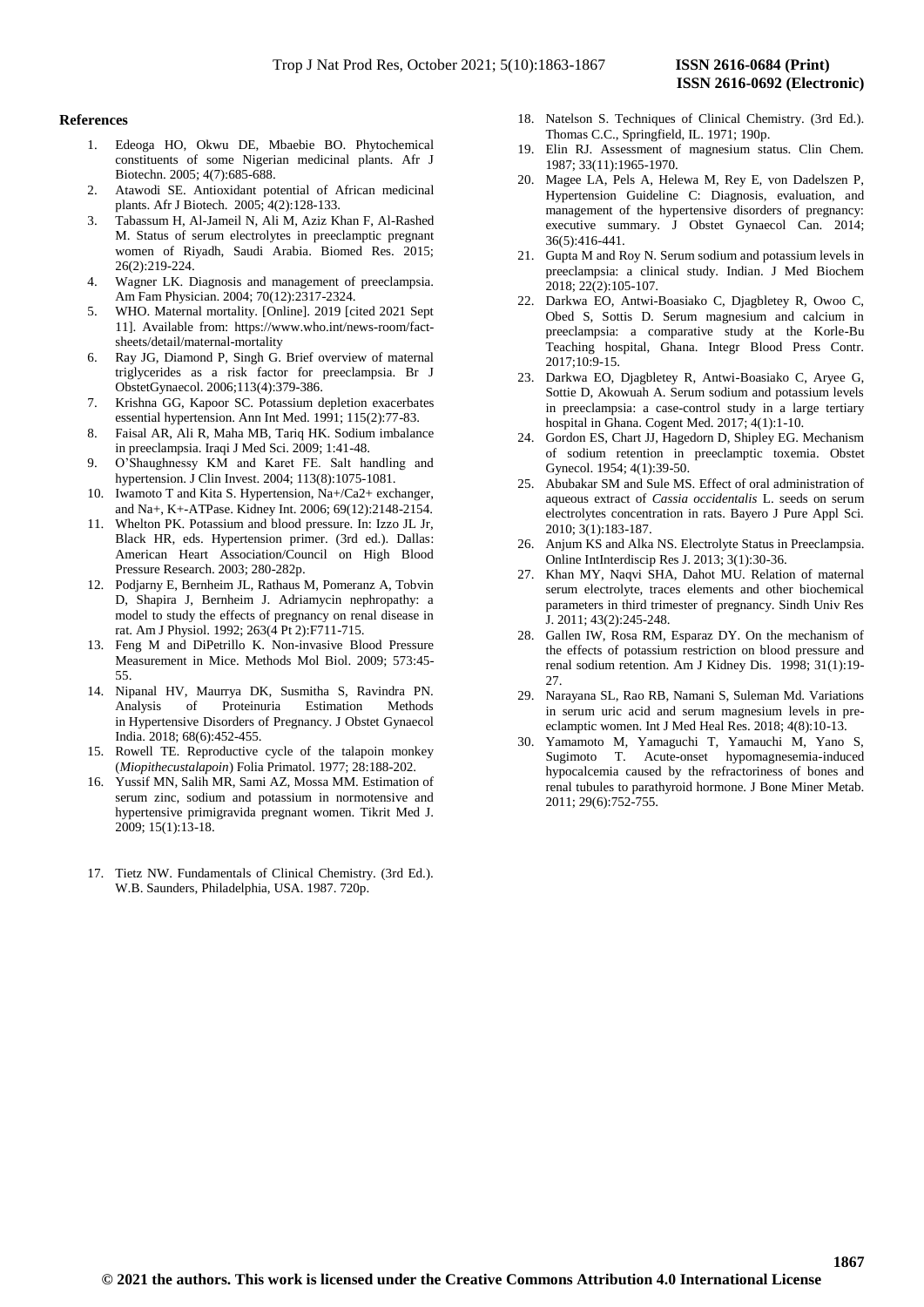## References

1. Edeoga HO, Okwu DE, Mbaebie BO. Phytochemical constituents of some Nigerian medicinal plants. Afr J Biotechn. 2005; 4(7):685-688.
2. Atawodi SE. Antioxidant potential of African medicinal plants. Afr J Biotech. 2005; 4(2):128-133.
3. Tabassum H, Al-Jameil N, Ali M, Aziz Khan F, Al-Rashed M. Status of serum electrolytes in preeclamptic pregnant women of Riyadh, Saudi Arabia. Biomed Res. 2015; 26(2):219-224.
4. Wagner LK. Diagnosis and management of preeclampsia. Am Fam Physician. 2004; 70(12):2317-2324.
5. WHO. Maternal mortality. [Online]. 2019 [cited 2021 Sept 11]. Available from: https://www.who.int/news-room/fact-sheets/detail/maternal-mortality
6. Ray JG, Diamond P, Singh G. Brief overview of maternal triglycerides as a risk factor for preeclampsia. Br J ObstetGynaecol. 2006;113(4):379-386.
7. Krishna GG, Kapoor SC. Potassium depletion exacerbates essential hypertension. Ann Int Med. 1991; 115(2):77-83.
8. Faisal AR, Ali R, Maha MB, Tariq HK. Sodium imbalance in preeclampsia. Iraqi J Med Sci. 2009; 1:41-48.
9. O'Shaughnessy KM and Karet FE. Salt handling and hypertension. J Clin Invest. 2004; 113(8):1075-1081.
10. Iwamoto T and Kita S. Hypertension, Na+/Ca2+ exchanger, and Na+, K+-ATPase. Kidney Int. 2006; 69(12):2148-2154.
11. Whelton PK. Potassium and blood pressure. In: Izzo JL Jr, Black HR, eds. Hypertension primer. (3rd ed.). Dallas: American Heart Association/Council on High Blood Pressure Research. 2003; 280-282p.
12. Podjarny E, Bernheim JL, Rathaus M, Pomeranz A, Tobvin D, Shapira J, Bernheim J. Adriamycin nephropathy: a model to study the effects of pregnancy on renal disease in rat. Am J Physiol. 1992; 263(4 Pt 2):F711-715.
13. Feng M and DiPetrillo K. Non-invasive Blood Pressure Measurement in Mice. Methods Mol Biol. 2009; 573:45-55.
14. Nipanal HV, Maurrya DK, Susmitha S, Ravindra PN. Analysis of Proteinuria Estimation Methods in Hypertensive Disorders of Pregnancy. J Obstet Gynaecol India. 2018; 68(6):452-455.
15. Rowell TE. Reproductive cycle of the talapoin monkey (*Miopithecustalapoin*) Folia Primatol. 1977; 28:188-202.
16. Yussif MN, Salih MR, Sami AZ, Mossa MM. Estimation of serum zinc, sodium and potassium in normotensive and hypertensive primigravida pregnant women. Tikrit Med J. 2009; 15(1):13-18.
17. Tietz NW. Fundamentals of Clinical Chemistry. (3rd Ed.). W.B. Saunders, Philadelphia, USA. 1987. 720p.
18. Natelson S. Techniques of Clinical Chemistry. (3rd Ed.). Thomas C.C., Springfield, IL. 1971; 190p.
19. Elin RJ. Assessment of magnesium status. Clin Chem. 1987; 33(11):1965-1970.
20. Magee LA, Pels A, Helewa M, Rey E, von Dadelszen P, Hypertension Guideline C: Diagnosis, evaluation, and management of the hypertensive disorders of pregnancy: executive summary. J Obstet Gynaecol Can. 2014; 36(5):416-441.
21. Gupta M and Roy N. Serum sodium and potassium levels in preeclampsia: a clinical study. Indian. J Med Biochem 2018; 22(2):105-107.
22. Darkwa EO, Antwi-Boasiako C, Djagbletey R, Owoo C, Obed S, Sottis D. Serum magnesium and calcium in preeclampsia: a comparative study at the Korle-Bu Teaching hospital, Ghana. Integr Blood Press Contr. 2017;10:9-15.
23. Darkwa EO, Djagbletey R, Antwi-Boasiako C, Aryee G, Sottie D, Akowuah A. Serum sodium and potassium levels in preeclampsia: a case-control study in a large tertiary hospital in Ghana. Cogent Med. 2017; 4(1):1-10.
24. Gordon ES, Chart JJ, Hagedorn D, Shipley EG. Mechanism of sodium retention in preeclamptic toxemia. Obstet Gynecol. 1954; 4(1):39-50.
25. Abubakar SM and Sule MS. Effect of oral administration of aqueous extract of *Cassia occidentalis* L. seeds on serum electrolytes concentration in rats. Bayero J Pure Appl Sci. 2010; 3(1):183-187.
26. Anjum KS and Alka NS. Electrolyte Status in Preeclampsia. Online IntInterdiscip Res J. 2013; 3(1):30-36.
27. Khan MY, Naqvi SHA, Dahot MU. Relation of maternal serum electrolyte, traces elements and other biochemical parameters in third trimester of pregnancy. Sindh Univ Res J. 2011; 43(2):245-248.
28. Gallen IW, Rosa RM, Esparaz DY. On the mechanism of the effects of potassium restriction on blood pressure and renal sodium retention. Am J Kidney Dis. 1998; 31(1):19-27.
29. Narayana SL, Rao RB, Namani S, Suleman Md. Variations in serum uric acid and serum magnesium levels in pre-eclamptic women. Int J Med Heal Res. 2018; 4(8):10-13.
30. Yamamoto M, Yamaguchi T, Yamauchi M, Yano S, Sugimoto T. Acute-onset hypomagnesemia-induced hypocalcemia caused by the refractoriness of bones and renal tubules to parathyroid hormone. J Bone Miner Metab. 2011; 29(6):752-755.

**© 2021 the authors. This work is licensed under the Creative Commons Attribution 4.0 International License**